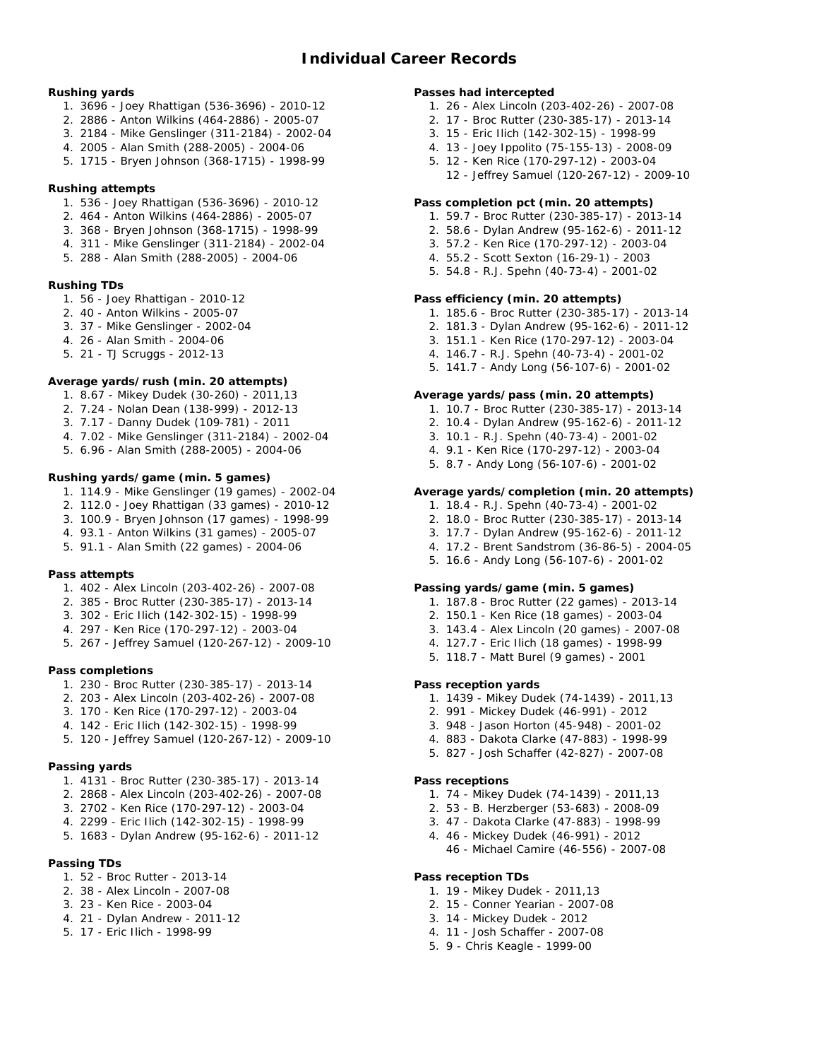# Individual Career Records

**Rushing yards**

1. 3696 - Joey Rhattigan (536-3696) - 2010-12
2. 2886 - Anton Wilkins (464-2886) - 2005-07
3. 2184 - Mike Genslinger (311-2184) - 2002-04
4. 2005 - Alan Smith (288-2005) - 2004-06
5. 1715 - Bryen Johnson (368-1715) - 1998-99

**Rushing attempts**

1. 536 - Joey Rhattigan (536-3696) - 2010-12
2. 464 - Anton Wilkins (464-2886) - 2005-07
3. 368 - Bryen Johnson (368-1715) - 1998-99
4. 311 - Mike Genslinger (311-2184) - 2002-04
5. 288 - Alan Smith (288-2005) - 2004-06

**Rushing TDs**

1. 56 - Joey Rhattigan - 2010-12
2. 40 - Anton Wilkins - 2005-07
3. 37 - Mike Genslinger - 2002-04
4. 26 - Alan Smith - 2004-06
5. 21 - TJ Scruggs - 2012-13

**Average yards/rush (min. 20 attempts)**

1. 8.67 - Mikey Dudek (30-260) - 2011,13
2. 7.24 - Nolan Dean (138-999) - 2012-13
3. 7.17 - Danny Dudek (109-781) - 2011
4. 7.02 - Mike Genslinger (311-2184) - 2002-04
5. 6.96 - Alan Smith (288-2005) - 2004-06

**Rushing yards/game (min. 5 games)**

1. 114.9 - Mike Genslinger (19 games) - 2002-04
2. 112.0 - Joey Rhattigan (33 games) - 2010-12
3. 100.9 - Bryen Johnson (17 games) - 1998-99
4. 93.1 - Anton Wilkins (31 games) - 2005-07
5. 91.1 - Alan Smith (22 games) - 2004-06

**Pass attempts**

1. 402 - Alex Lincoln (203-402-26) - 2007-08
2. 385 - Broc Rutter (230-385-17) - 2013-14
3. 302 - Eric Ilich (142-302-15) - 1998-99
4. 297 - Ken Rice (170-297-12) - 2003-04
5. 267 - Jeffrey Samuel (120-267-12) - 2009-10

**Pass completions**

1. 230 - Broc Rutter (230-385-17) - 2013-14
2. 203 - Alex Lincoln (203-402-26) - 2007-08
3. 170 - Ken Rice (170-297-12) - 2003-04
4. 142 - Eric Ilich (142-302-15) - 1998-99
5. 120 - Jeffrey Samuel (120-267-12) - 2009-10

**Passing yards**

1. 4131 - Broc Rutter (230-385-17) - 2013-14
2. 2868 - Alex Lincoln (203-402-26) - 2007-08
3. 2702 - Ken Rice (170-297-12) - 2003-04
4. 2299 - Eric Ilich (142-302-15) - 1998-99
5. 1683 - Dylan Andrew (95-162-6) - 2011-12

**Passing TDs**

1. 52 - Broc Rutter - 2013-14
2. 38 - Alex Lincoln - 2007-08
3. 23 - Ken Rice - 2003-04
4. 21 - Dylan Andrew - 2011-12
5. 17 - Eric Ilich - 1998-99

**Passes had intercepted**

1. 26 - Alex Lincoln (203-402-26) - 2007-08
2. 17 - Broc Rutter (230-385-17) - 2013-14
3. 15 - Eric Ilich (142-302-15) - 1998-99
4. 13 - Joey Ippolito (75-155-13) - 2008-09
5. 12 - Ken Rice (170-297-12) - 2003-04
   12 - Jeffrey Samuel (120-267-12) - 2009-10

**Pass completion pct (min. 20 attempts)**

1. 59.7 - Broc Rutter (230-385-17) - 2013-14
2. 58.6 - Dylan Andrew (95-162-6) - 2011-12
3. 57.2 - Ken Rice (170-297-12) - 2003-04
4. 55.2 - Scott Sexton (16-29-1) - 2003
5. 54.8 - R.J. Spehn (40-73-4) - 2001-02

**Pass efficiency (min. 20 attempts)**

1. 185.6 - Broc Rutter (230-385-17) - 2013-14
2. 181.3 - Dylan Andrew (95-162-6) - 2011-12
3. 151.1 - Ken Rice (170-297-12) - 2003-04
4. 146.7 - R.J. Spehn (40-73-4) - 2001-02
5. 141.7 - Andy Long (56-107-6) - 2001-02

**Average yards/pass (min. 20 attempts)**

1. 10.7 - Broc Rutter (230-385-17) - 2013-14
2. 10.4 - Dylan Andrew (95-162-6) - 2011-12
3. 10.1 - R.J. Spehn (40-73-4) - 2001-02
4. 9.1 - Ken Rice (170-297-12) - 2003-04
5. 8.7 - Andy Long (56-107-6) - 2001-02

**Average yards/completion (min. 20 attempts)**

1. 18.4 - R.J. Spehn (40-73-4) - 2001-02
2. 18.0 - Broc Rutter (230-385-17) - 2013-14
3. 17.7 - Dylan Andrew (95-162-6) - 2011-12
4. 17.2 - Brent Sandstrom (36-86-5) - 2004-05
5. 16.6 - Andy Long (56-107-6) - 2001-02

**Passing yards/game (min. 5 games)**

1. 187.8 - Broc Rutter (22 games) - 2013-14
2. 150.1 - Ken Rice (18 games) - 2003-04
3. 143.4 - Alex Lincoln (20 games) - 2007-08
4. 127.7 - Eric Ilich (18 games) - 1998-99
5. 118.7 - Matt Burel (9 games) - 2001

**Pass reception yards**

1. 1439 - Mikey Dudek (74-1439) - 2011,13
2. 991 - Mickey Dudek (46-991) - 2012
3. 948 - Jason Horton (45-948) - 2001-02
4. 883 - Dakota Clarke (47-883) - 1998-99
5. 827 - Josh Schaffer (42-827) - 2007-08

**Pass receptions**

1. 74 - Mikey Dudek (74-1439) - 2011,13
2. 53 - B. Herzberger (53-683) - 2008-09
3. 47 - Dakota Clarke (47-883) - 1998-99
4. 46 - Mickey Dudek (46-991) - 2012
   46 - Michael Camire (46-556) - 2007-08

**Pass reception TDs**

1. 19 - Mikey Dudek - 2011,13
2. 15 - Conner Yearian - 2007-08
3. 14 - Mickey Dudek - 2012
4. 11 - Josh Schaffer - 2007-08
5. 9 - Chris Keagle - 1999-00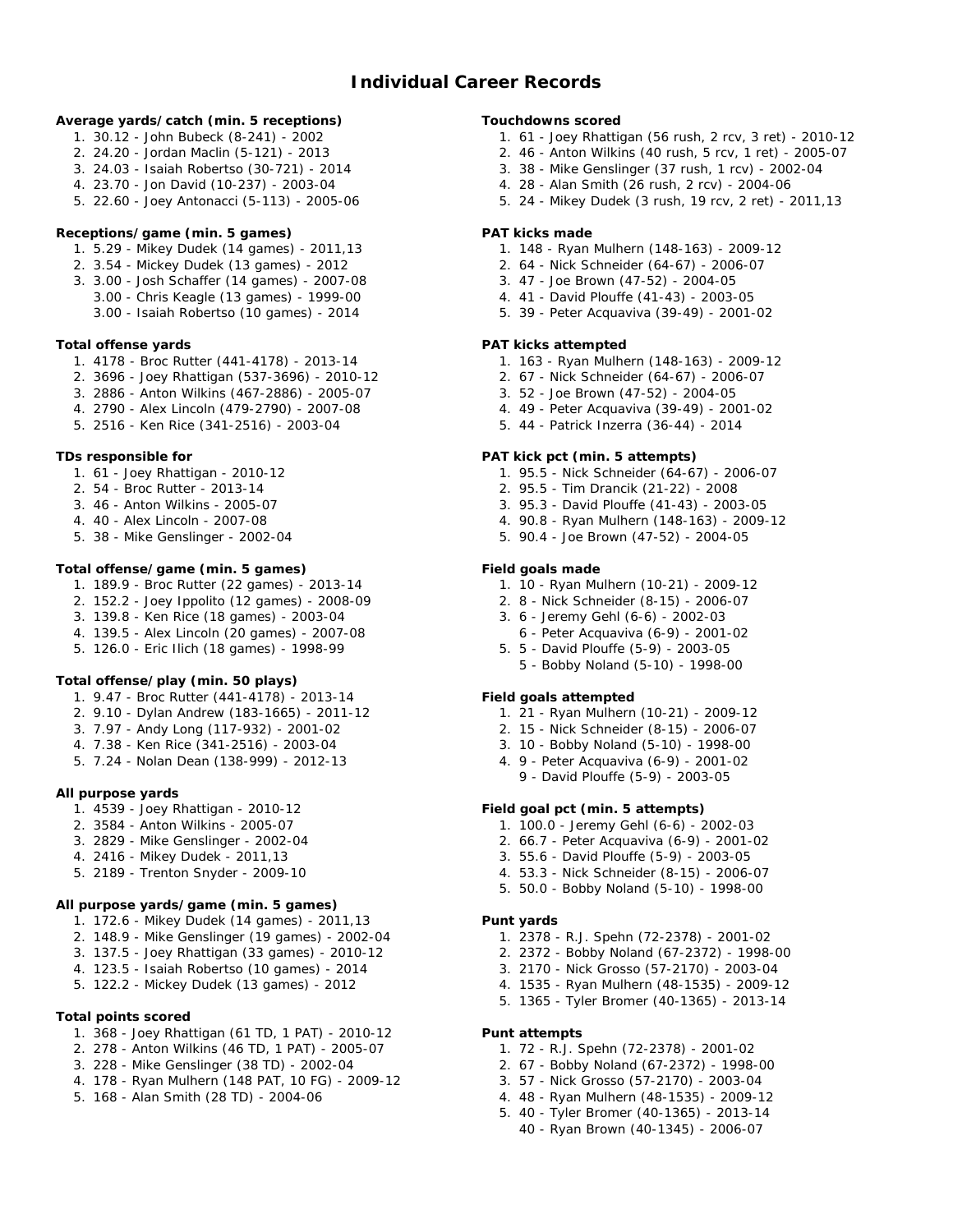# Individual Career Records

### Average yards/catch (min. 5 receptions)

1. 30.12 - John Bubeck (8-241) - 2002
2. 24.20 - Jordan Maclin (5-121) - 2013
3. 24.03 - Isaiah Robertso (30-721) - 2014
4. 23.70 - Jon David (10-237) - 2003-04
5. 22.60 - Joey Antonacci (5-113) - 2005-06

### Receptions/game (min. 5 games)

1. 5.29 - Mikey Dudek (14 games) - 2011,13
2. 3.54 - Mickey Dudek (13 games) - 2012
3. 3.00 - Josh Schaffer (14 games) - 2007-08
   3.00 - Chris Keagle (13 games) - 1999-00
   3.00 - Isaiah Robertso (10 games) - 2014

### Total offense yards

1. 4178 - Broc Rutter (441-4178) - 2013-14
2. 3696 - Joey Rhattigan (537-3696) - 2010-12
3. 2886 - Anton Wilkins (467-2886) - 2005-07
4. 2790 - Alex Lincoln (479-2790) - 2007-08
5. 2516 - Ken Rice (341-2516) - 2003-04

### TDs responsible for

1. 61 - Joey Rhattigan - 2010-12
2. 54 - Broc Rutter - 2013-14
3. 46 - Anton Wilkins - 2005-07
4. 40 - Alex Lincoln - 2007-08
5. 38 - Mike Genslinger - 2002-04

### Total offense/game (min. 5 games)

1. 189.9 - Broc Rutter (22 games) - 2013-14
2. 152.2 - Joey Ippolito (12 games) - 2008-09
3. 139.8 - Ken Rice (18 games) - 2003-04
4. 139.5 - Alex Lincoln (20 games) - 2007-08
5. 126.0 - Eric Ilich (18 games) - 1998-99

### Total offense/play (min. 50 plays)

1. 9.47 - Broc Rutter (441-4178) - 2013-14
2. 9.10 - Dylan Andrew (183-1665) - 2011-12
3. 7.97 - Andy Long (117-932) - 2001-02
4. 7.38 - Ken Rice (341-2516) - 2003-04
5. 7.24 - Nolan Dean (138-999) - 2012-13

### All purpose yards

1. 4539 - Joey Rhattigan - 2010-12
2. 3584 - Anton Wilkins - 2005-07
3. 2829 - Mike Genslinger - 2002-04
4. 2416 - Mikey Dudek - 2011,13
5. 2189 - Trenton Snyder - 2009-10

### All purpose yards/game (min. 5 games)

1. 172.6 - Mikey Dudek (14 games) - 2011,13
2. 148.9 - Mike Genslinger (19 games) - 2002-04
3. 137.5 - Joey Rhattigan (33 games) - 2010-12
4. 123.5 - Isaiah Robertso (10 games) - 2014
5. 122.2 - Mickey Dudek (13 games) - 2012

### Total points scored

1. 368 - Joey Rhattigan (61 TD, 1 PAT) - 2010-12
2. 278 - Anton Wilkins (46 TD, 1 PAT) - 2005-07
3. 228 - Mike Genslinger (38 TD) - 2002-04
4. 178 - Ryan Mulhern (148 PAT, 10 FG) - 2009-12
5. 168 - Alan Smith (28 TD) - 2004-06

### Touchdowns scored

1. 61 - Joey Rhattigan (56 rush, 2 rcv, 3 ret) - 2010-12
2. 46 - Anton Wilkins (40 rush, 5 rcv, 1 ret) - 2005-07
3. 38 - Mike Genslinger (37 rush, 1 rcv) - 2002-04
4. 28 - Alan Smith (26 rush, 2 rcv) - 2004-06
5. 24 - Mikey Dudek (3 rush, 19 rcv, 2 ret) - 2011,13

### PAT kicks made

1. 148 - Ryan Mulhern (148-163) - 2009-12
2. 64 - Nick Schneider (64-67) - 2006-07
3. 47 - Joe Brown (47-52) - 2004-05
4. 41 - David Plouffe (41-43) - 2003-05
5. 39 - Peter Acquaviva (39-49) - 2001-02

### PAT kicks attempted

1. 163 - Ryan Mulhern (148-163) - 2009-12
2. 67 - Nick Schneider (64-67) - 2006-07
3. 52 - Joe Brown (47-52) - 2004-05
4. 49 - Peter Acquaviva (39-49) - 2001-02
5. 44 - Patrick Inzerra (36-44) - 2014

### PAT kick pct (min. 5 attempts)

1. 95.5 - Nick Schneider (64-67) - 2006-07
2. 95.5 - Tim Drancik (21-22) - 2008
3. 95.3 - David Plouffe (41-43) - 2003-05
4. 90.8 - Ryan Mulhern (148-163) - 2009-12
5. 90.4 - Joe Brown (47-52) - 2004-05

### Field goals made

1. 10 - Ryan Mulhern (10-21) - 2009-12
2. 8 - Nick Schneider (8-15) - 2006-07
3. 6 - Jeremy Gehl (6-6) - 2002-03
   6 - Peter Acquaviva (6-9) - 2001-02
5. 5 - David Plouffe (5-9) - 2003-05
   5 - Bobby Noland (5-10) - 1998-00

### Field goals attempted

1. 21 - Ryan Mulhern (10-21) - 2009-12
2. 15 - Nick Schneider (8-15) - 2006-07
3. 10 - Bobby Noland (5-10) - 1998-00
4. 9 - Peter Acquaviva (6-9) - 2001-02
   9 - David Plouffe (5-9) - 2003-05

### Field goal pct (min. 5 attempts)

1. 100.0 - Jeremy Gehl (6-6) - 2002-03
2. 66.7 - Peter Acquaviva (6-9) - 2001-02
3. 55.6 - David Plouffe (5-9) - 2003-05
4. 53.3 - Nick Schneider (8-15) - 2006-07
5. 50.0 - Bobby Noland (5-10) - 1998-00

### Punt yards

1. 2378 - R.J. Spehn (72-2378) - 2001-02
2. 2372 - Bobby Noland (67-2372) - 1998-00
3. 2170 - Nick Grosso (57-2170) - 2003-04
4. 1535 - Ryan Mulhern (48-1535) - 2009-12
5. 1365 - Tyler Bromer (40-1365) - 2013-14

### Punt attempts

1. 72 - R.J. Spehn (72-2378) - 2001-02
2. 67 - Bobby Noland (67-2372) - 1998-00
3. 57 - Nick Grosso (57-2170) - 2003-04
4. 48 - Ryan Mulhern (48-1535) - 2009-12
5. 40 - Tyler Bromer (40-1365) - 2013-14
   40 - Ryan Brown (40-1345) - 2006-07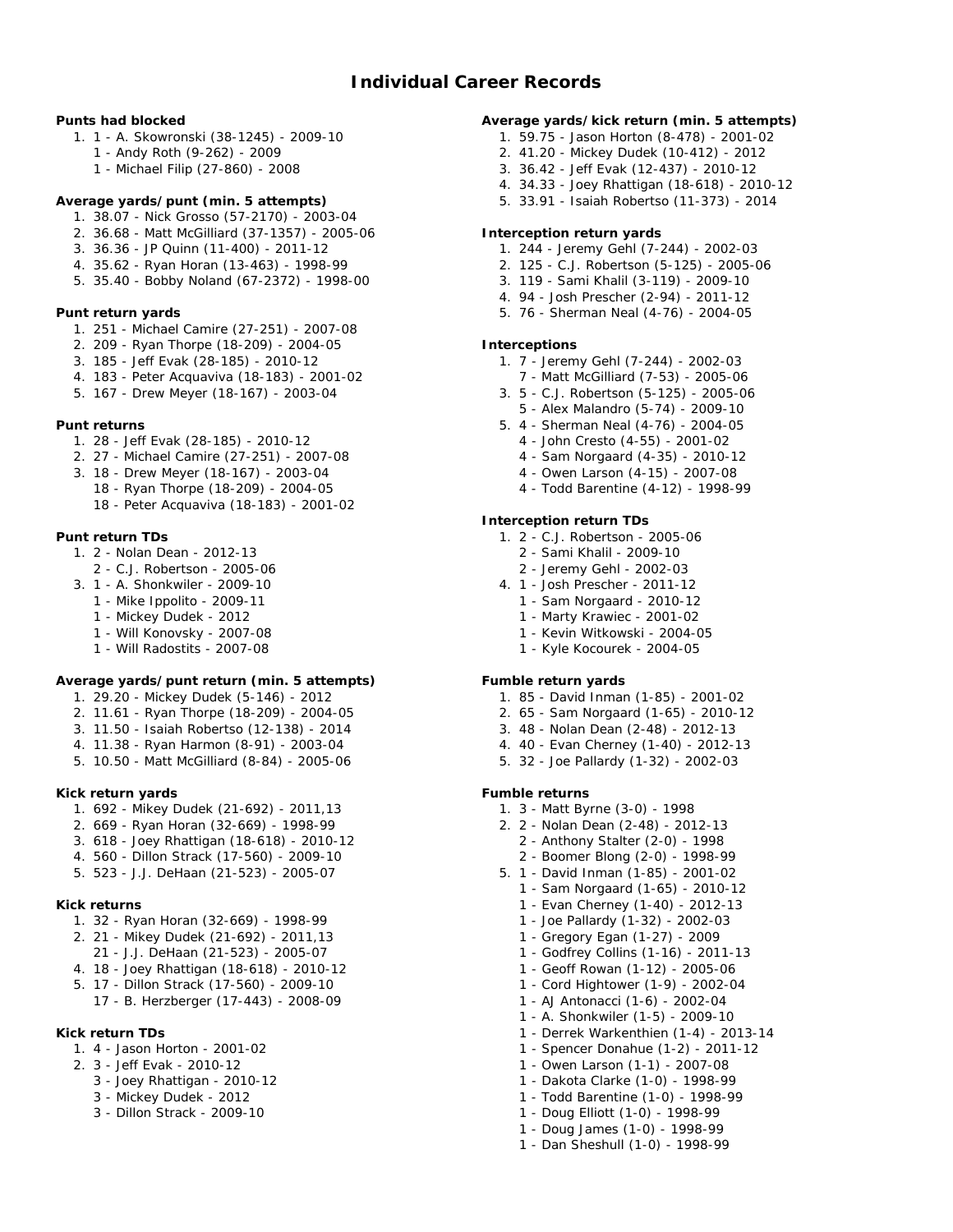# Individual Career Records

### Punts had blocked

1. 1 - A. Skowronski (38-1245) - 2009-10
   1 - Andy Roth (9-262) - 2009
   1 - Michael Filip (27-860) - 2008

### Average yards/punt (min. 5 attempts)

1. 38.07 - Nick Grosso (57-2170) - 2003-04
2. 36.68 - Matt McGilliard (37-1357) - 2005-06
3. 36.36 - JP Quinn (11-400) - 2011-12
4. 35.62 - Ryan Horan (13-463) - 1998-99
5. 35.40 - Bobby Noland (67-2372) - 1998-00

### Punt return yards

1. 251 - Michael Camire (27-251) - 2007-08
2. 209 - Ryan Thorpe (18-209) - 2004-05
3. 185 - Jeff Evak (28-185) - 2010-12
4. 183 - Peter Acquaviva (18-183) - 2001-02
5. 167 - Drew Meyer (18-167) - 2003-04

### Punt returns

1. 28 - Jeff Evak (28-185) - 2010-12
2. 27 - Michael Camire (27-251) - 2007-08
3. 18 - Drew Meyer (18-167) - 2003-04
   18 - Ryan Thorpe (18-209) - 2004-05
   18 - Peter Acquaviva (18-183) - 2001-02

### Punt return TDs

1. 2 - Nolan Dean - 2012-13
   2 - C.J. Robertson - 2005-06
3. 1 - A. Shonkwiler - 2009-10
   1 - Mike Ippolito - 2009-11
   1 - Mickey Dudek - 2012
   1 - Will Konovsky - 2007-08
   1 - Will Radostits - 2007-08

### Average yards/punt return (min. 5 attempts)

1. 29.20 - Mickey Dudek (5-146) - 2012
2. 11.61 - Ryan Thorpe (18-209) - 2004-05
3. 11.50 - Isaiah Robertso (12-138) - 2014
4. 11.38 - Ryan Harmon (8-91) - 2003-04
5. 10.50 - Matt McGilliard (8-84) - 2005-06

### Kick return yards

1. 692 - Mikey Dudek (21-692) - 2011,13
2. 669 - Ryan Horan (32-669) - 1998-99
3. 618 - Joey Rhattigan (18-618) - 2010-12
4. 560 - Dillon Strack (17-560) - 2009-10
5. 523 - J.J. DeHaan (21-523) - 2005-07

### Kick returns

1. 32 - Ryan Horan (32-669) - 1998-99
2. 21 - Mikey Dudek (21-692) - 2011,13
   21 - J.J. DeHaan (21-523) - 2005-07
4. 18 - Joey Rhattigan (18-618) - 2010-12
5. 17 - Dillon Strack (17-560) - 2009-10
   17 - B. Herzberger (17-443) - 2008-09

### Kick return TDs

1. 4 - Jason Horton - 2001-02
2. 3 - Jeff Evak - 2010-12
   3 - Joey Rhattigan - 2010-12
   3 - Mickey Dudek - 2012
   3 - Dillon Strack - 2009-10

### Average yards/kick return (min. 5 attempts)

1. 59.75 - Jason Horton (8-478) - 2001-02
2. 41.20 - Mickey Dudek (10-412) - 2012
3. 36.42 - Jeff Evak (12-437) - 2010-12
4. 34.33 - Joey Rhattigan (18-618) - 2010-12
5. 33.91 - Isaiah Robertso (11-373) - 2014

### Interception return yards

1. 244 - Jeremy Gehl (7-244) - 2002-03
2. 125 - C.J. Robertson (5-125) - 2005-06
3. 119 - Sami Khalil (3-119) - 2009-10
4. 94 - Josh Prescher (2-94) - 2011-12
5. 76 - Sherman Neal (4-76) - 2004-05

### Interceptions

1. 7 - Jeremy Gehl (7-244) - 2002-03
   7 - Matt McGilliard (7-53) - 2005-06
3. 5 - C.J. Robertson (5-125) - 2005-06
   5 - Alex Malandro (5-74) - 2009-10
5. 4 - Sherman Neal (4-76) - 2004-05
   4 - John Cresto (4-55) - 2001-02
   4 - Sam Norgaard (4-35) - 2010-12
   4 - Owen Larson (4-15) - 2007-08
   4 - Todd Barentine (4-12) - 1998-99

### Interception return TDs

1. 2 - C.J. Robertson - 2005-06
   2 - Sami Khalil - 2009-10
   2 - Jeremy Gehl - 2002-03
4. 1 - Josh Prescher - 2011-12
   1 - Sam Norgaard - 2010-12
   1 - Marty Krawiec - 2001-02
   1 - Kevin Witkowski - 2004-05
   1 - Kyle Kocourek - 2004-05

### Fumble return yards

1. 85 - David Inman (1-85) - 2001-02
2. 65 - Sam Norgaard (1-65) - 2010-12
3. 48 - Nolan Dean (2-48) - 2012-13
4. 40 - Evan Cherney (1-40) - 2012-13
5. 32 - Joe Pallardy (1-32) - 2002-03

### Fumble returns

1. 3 - Matt Byrne (3-0) - 1998
2. 2 - Nolan Dean (2-48) - 2012-13
   2 - Anthony Stalter (2-0) - 1998
   2 - Boomer Blong (2-0) - 1998-99
5. 1 - David Inman (1-85) - 2001-02
   1 - Sam Norgaard (1-65) - 2010-12
   1 - Evan Cherney (1-40) - 2012-13
   1 - Joe Pallardy (1-32) - 2002-03
   1 - Gregory Egan (1-27) - 2009
   1 - Godfrey Collins (1-16) - 2011-13
   1 - Geoff Rowan (1-12) - 2005-06
   1 - Cord Hightower (1-9) - 2002-04
   1 - AJ Antonacci (1-6) - 2002-04
   1 - A. Shonkwiler (1-5) - 2009-10
   1 - Derrek Warkenthien (1-4) - 2013-14
   1 - Spencer Donahue (1-2) - 2011-12
   1 - Owen Larson (1-1) - 2007-08
   1 - Dakota Clarke (1-0) - 1998-99
   1 - Todd Barentine (1-0) - 1998-99
   1 - Doug Elliott (1-0) - 1998-99
   1 - Doug James (1-0) - 1998-99
   1 - Dan Sheshull (1-0) - 1998-99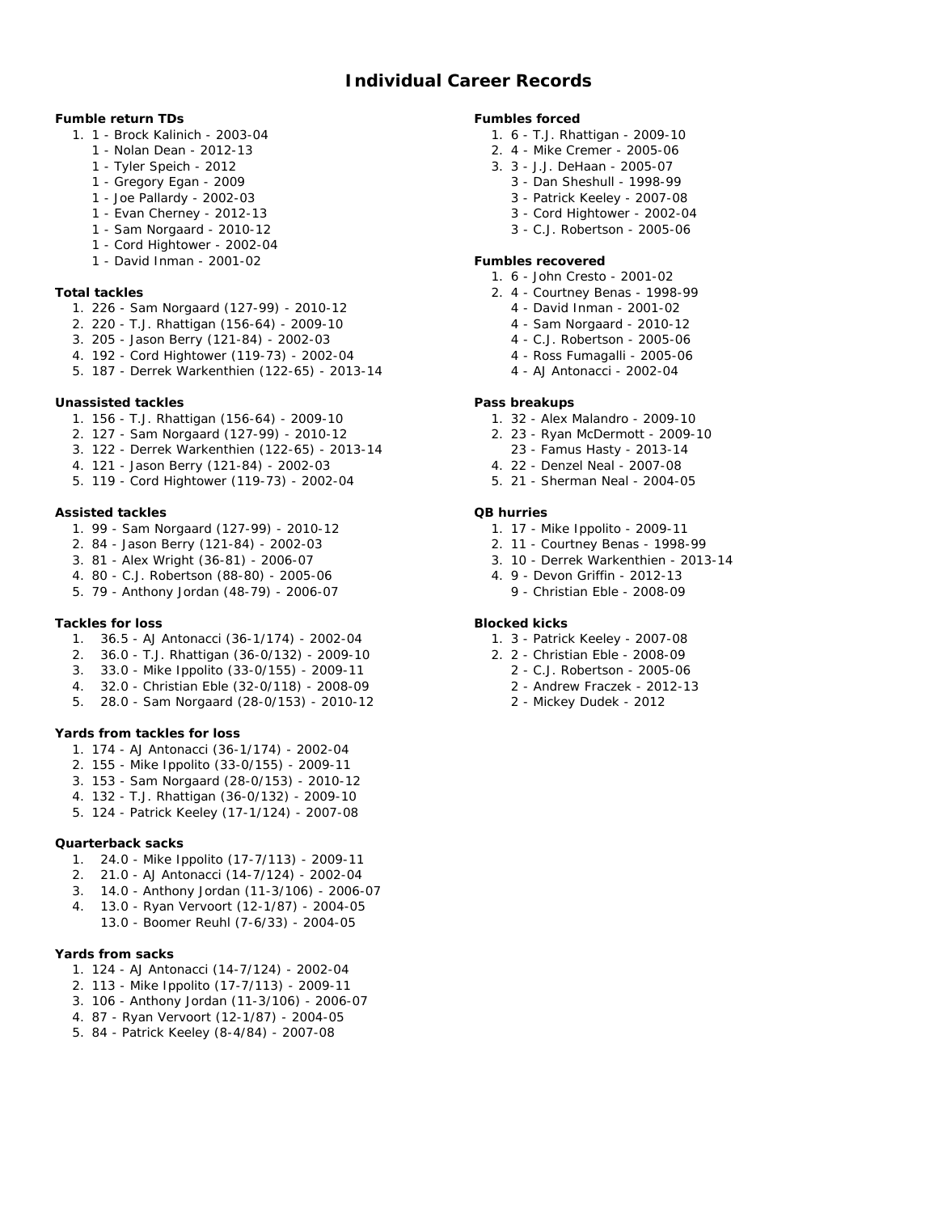# Individual Career Records

**Fumble return TDs**

1. 1 - Brock Kalinich - 2003-04
   1 - Nolan Dean - 2012-13
   1 - Tyler Speich - 2012
   1 - Gregory Egan - 2009
   1 - Joe Pallardy - 2002-03
   1 - Evan Cherney - 2012-13
   1 - Sam Norgaard - 2010-12
   1 - Cord Hightower - 2002-04
   1 - David Inman - 2001-02

**Total tackles**

1. 226 - Sam Norgaard (127-99) - 2010-12
2. 220 - T.J. Rhattigan (156-64) - 2009-10
3. 205 - Jason Berry (121-84) - 2002-03
4. 192 - Cord Hightower (119-73) - 2002-04
5. 187 - Derrek Warkenthien (122-65) - 2013-14

**Unassisted tackles**

1. 156 - T.J. Rhattigan (156-64) - 2009-10
2. 127 - Sam Norgaard (127-99) - 2010-12
3. 122 - Derrek Warkenthien (122-65) - 2013-14
4. 121 - Jason Berry (121-84) - 2002-03
5. 119 - Cord Hightower (119-73) - 2002-04

**Assisted tackles**

1. 99 - Sam Norgaard (127-99) - 2010-12
2. 84 - Jason Berry (121-84) - 2002-03
3. 81 - Alex Wright (36-81) - 2006-07
4. 80 - C.J. Robertson (88-80) - 2005-06
5. 79 - Anthony Jordan (48-79) - 2006-07

**Tackles for loss**

1. 36.5 - AJ Antonacci (36-1/174) - 2002-04
2. 36.0 - T.J. Rhattigan (36-0/132) - 2009-10
3. 33.0 - Mike Ippolito (33-0/155) - 2009-11
4. 32.0 - Christian Eble (32-0/118) - 2008-09
5. 28.0 - Sam Norgaard (28-0/153) - 2010-12

**Yards from tackles for loss**

1. 174 - AJ Antonacci (36-1/174) - 2002-04
2. 155 - Mike Ippolito (33-0/155) - 2009-11
3. 153 - Sam Norgaard (28-0/153) - 2010-12
4. 132 - T.J. Rhattigan (36-0/132) - 2009-10
5. 124 - Patrick Keeley (17-1/124) - 2007-08

**Quarterback sacks**

1. 24.0 - Mike Ippolito (17-7/113) - 2009-11
2. 21.0 - AJ Antonacci (14-7/124) - 2002-04
3. 14.0 - Anthony Jordan (11-3/106) - 2006-07
4. 13.0 - Ryan Vervoort (12-1/87) - 2004-05
   13.0 - Boomer Reuhl (7-6/33) - 2004-05

**Yards from sacks**

1. 124 - AJ Antonacci (14-7/124) - 2002-04
2. 113 - Mike Ippolito (17-7/113) - 2009-11
3. 106 - Anthony Jordan (11-3/106) - 2006-07
4. 87 - Ryan Vervoort (12-1/87) - 2004-05
5. 84 - Patrick Keeley (8-4/84) - 2007-08

**Fumbles forced**

1. 6 - T.J. Rhattigan - 2009-10
2. 4 - Mike Cremer - 2005-06
3. 3 - J.J. DeHaan - 2005-07
   3 - Dan Sheshull - 1998-99
   3 - Patrick Keeley - 2007-08
   3 - Cord Hightower - 2002-04
   3 - C.J. Robertson - 2005-06

**Fumbles recovered**

1. 6 - John Cresto - 2001-02
2. 4 - Courtney Benas - 1998-99
   4 - David Inman - 2001-02
   4 - Sam Norgaard - 2010-12
   4 - C.J. Robertson - 2005-06
   4 - Ross Fumagalli - 2005-06
   4 - AJ Antonacci - 2002-04

**Pass breakups**

1. 32 - Alex Malandro - 2009-10
2. 23 - Ryan McDermott - 2009-10
   23 - Famus Hasty - 2013-14
4. 22 - Denzel Neal - 2007-08
5. 21 - Sherman Neal - 2004-05

**QB hurries**

1. 17 - Mike Ippolito - 2009-11
2. 11 - Courtney Benas - 1998-99
3. 10 - Derrek Warkenthien - 2013-14
4. 9 - Devon Griffin - 2012-13
   9 - Christian Eble - 2008-09

**Blocked kicks**

1. 3 - Patrick Keeley - 2007-08
2. 2 - Christian Eble - 2008-09
   2 - C.J. Robertson - 2005-06
   2 - Andrew Fraczek - 2012-13
   2 - Mickey Dudek - 2012